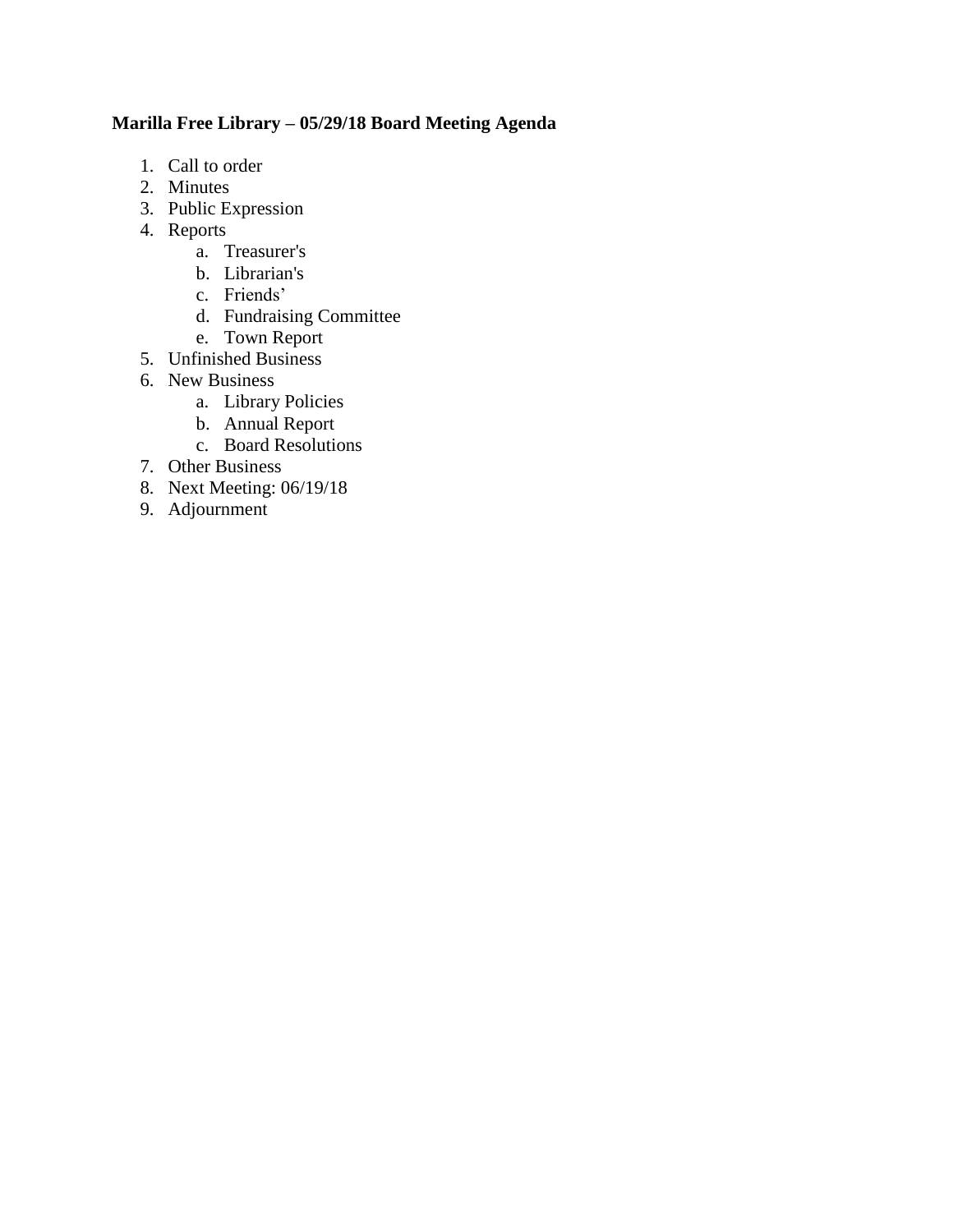**Marilla Free Library – 05/29/18 Board Meeting Agenda**

1. Call to order
2. Minutes
3. Public Expression
4. Reports
    a. Treasurer's
    b. Librarian's
    c. Friends'
    d. Fundraising Committee
    e. Town Report
5. Unfinished Business
6. New Business
    a. Library Policies
    b. Annual Report
    c. Board Resolutions
7. Other Business
8. Next Meeting: 06/19/18
9. Adjournment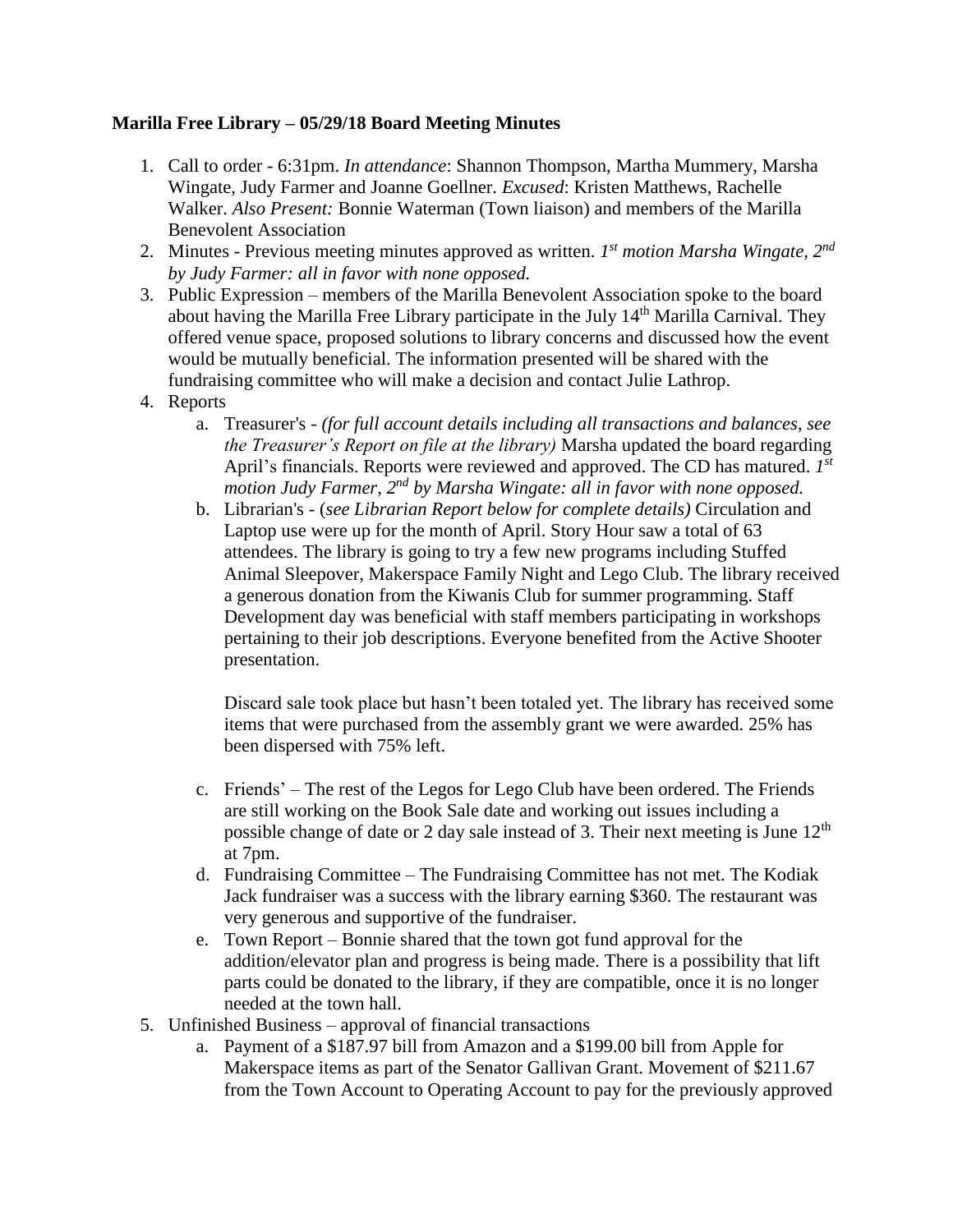**Marilla Free Library – 05/29/18 Board Meeting Minutes**

1. Call to order - 6:31pm. *In attendance*: Shannon Thompson, Martha Mummery, Marsha Wingate, Judy Farmer and Joanne Goellner. *Excused*: Kristen Matthews, Rachelle Walker. *Also Present:* Bonnie Waterman (Town liaison) and members of the Marilla Benevolent Association
2. Minutes - Previous meeting minutes approved as written. *1st motion Marsha Wingate, 2nd by Judy Farmer: all in favor with none opposed.*
3. Public Expression – members of the Marilla Benevolent Association spoke to the board about having the Marilla Free Library participate in the July 14th Marilla Carnival. They offered venue space, proposed solutions to library concerns and discussed how the event would be mutually beneficial. The information presented will be shared with the fundraising committee who will make a decision and contact Julie Lathrop.
4. Reports
   a. Treasurer's - *(for full account details including all transactions and balances, see the Treasurer's Report on file at the library)* Marsha updated the board regarding April's financials. Reports were reviewed and approved. The CD has matured. *1st motion Judy Farmer, 2nd by Marsha Wingate: all in favor with none opposed.*
   b. Librarian's - (*see Librarian Report below for complete details)* Circulation and Laptop use were up for the month of April. Story Hour saw a total of 63 attendees. The library is going to try a few new programs including Stuffed Animal Sleepover, Makerspace Family Night and Lego Club. The library received a generous donation from the Kiwanis Club for summer programming. Staff Development day was beneficial with staff members participating in workshops pertaining to their job descriptions. Everyone benefited from the Active Shooter presentation.

      Discard sale took place but hasn't been totaled yet. The library has received some items that were purchased from the assembly grant we were awarded. 25% has been dispersed with 75% left.

   c. Friends' – The rest of the Legos for Lego Club have been ordered. The Friends are still working on the Book Sale date and working out issues including a possible change of date or 2 day sale instead of 3. Their next meeting is June 12th at 7pm.
   d. Fundraising Committee – The Fundraising Committee has not met. The Kodiak Jack fundraiser was a success with the library earning $360. The restaurant was very generous and supportive of the fundraiser.
   e. Town Report – Bonnie shared that the town got fund approval for the addition/elevator plan and progress is being made. There is a possibility that lift parts could be donated to the library, if they are compatible, once it is no longer needed at the town hall.
5. Unfinished Business – approval of financial transactions
   a. Payment of a $187.97 bill from Amazon and a $199.00 bill from Apple for Makerspace items as part of the Senator Gallivan Grant. Movement of $211.67 from the Town Account to Operating Account to pay for the previously approved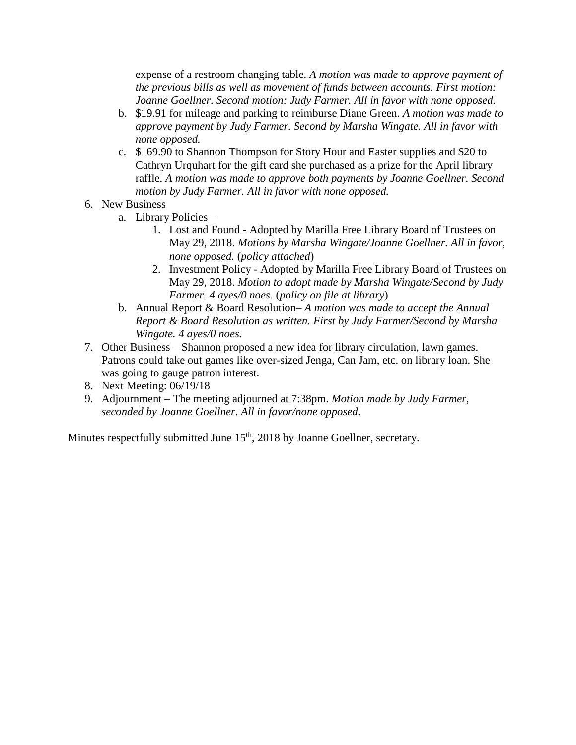expense of a restroom changing table. *A motion was made to approve payment of the previous bills as well as movement of funds between accounts. First motion: Joanne Goellner. Second motion: Judy Farmer. All in favor with none opposed.*

   b. $19.91 for mileage and parking to reimburse Diane Green. *A motion was made to approve payment by Judy Farmer. Second by Marsha Wingate. All in favor with none opposed.*

   c. $169.90 to Shannon Thompson for Story Hour and Easter supplies and $20 to Cathryn Urquhart for the gift card she purchased as a prize for the April library raffle. *A motion was made to approve both payments by Joanne Goellner. Second motion by Judy Farmer. All in favor with none opposed.*

6. New Business
   a. Library Policies –
      1. Lost and Found - Adopted by Marilla Free Library Board of Trustees on May 29, 2018. *Motions by Marsha Wingate/Joanne Goellner. All in favor, none opposed.* (*policy attached*)
      2. Investment Policy - Adopted by Marilla Free Library Board of Trustees on May 29, 2018. *Motion to adopt made by Marsha Wingate/Second by Judy Farmer. 4 ayes/0 noes.* (*policy on file at library*)
   b. Annual Report & Board Resolution– *A motion was made to accept the Annual Report & Board Resolution as written. First by Judy Farmer/Second by Marsha Wingate. 4 ayes/0 noes.*
7. Other Business – Shannon proposed a new idea for library circulation, lawn games. Patrons could take out games like over-sized Jenga, Can Jam, etc. on library loan. She was going to gauge patron interest.
8. Next Meeting: 06/19/18
9. Adjournment – The meeting adjourned at 7:38pm. *Motion made by Judy Farmer, seconded by Joanne Goellner. All in favor/none opposed.*

Minutes respectfully submitted June 15th, 2018 by Joanne Goellner, secretary.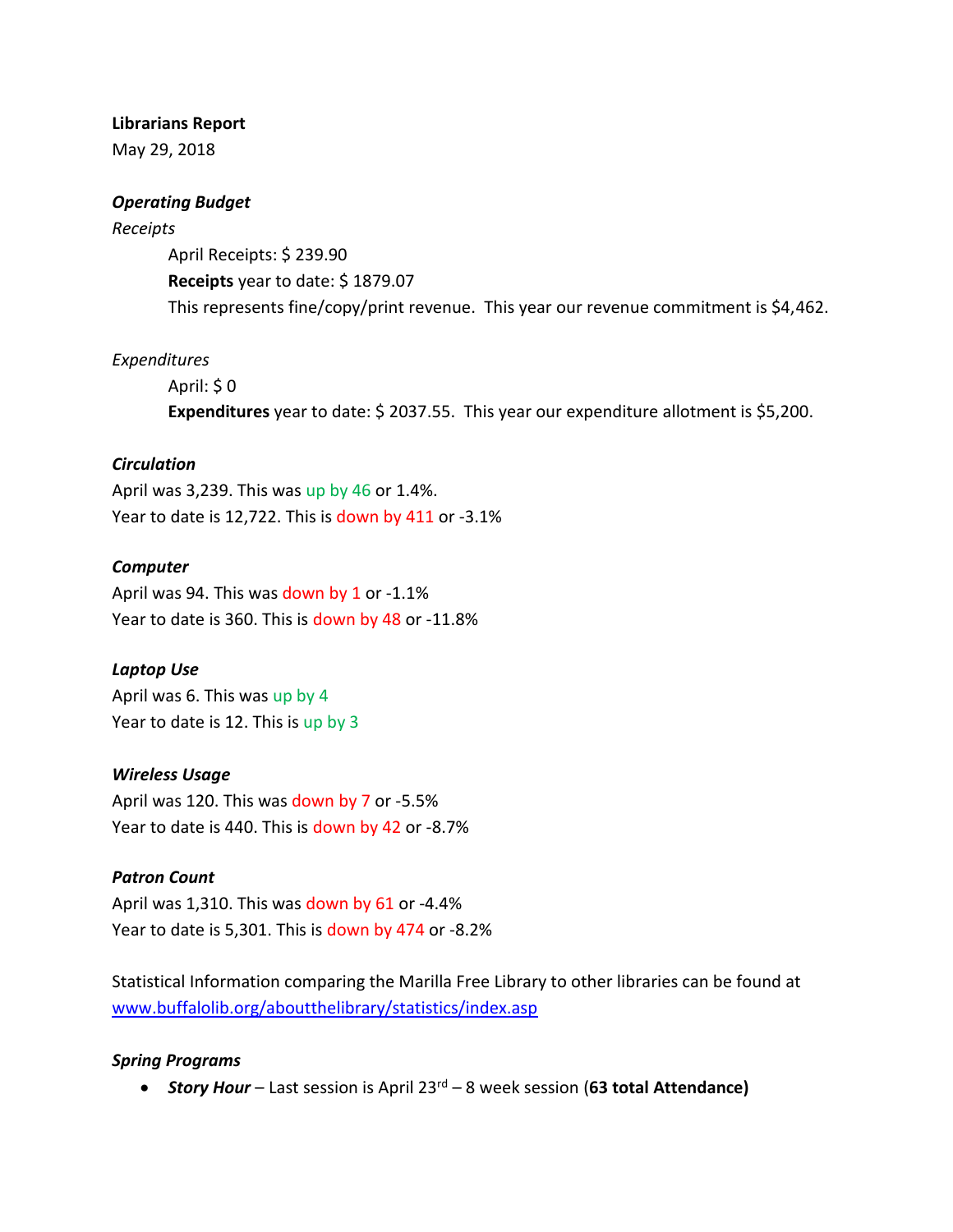**Librarians Report**
May 29, 2018

***Operating Budget***

*Receipts*

April Receipts: $ 239.90
**Receipts** year to date: $ 1879.07
This represents fine/copy/print revenue.  This year our revenue commitment is $4,462.

*Expenditures*

April: $ 0
**Expenditures** year to date: $ 2037.55.  This year our expenditure allotment is $5,200.

***Circulation***

April was 3,239. This was up by 46 or 1.4%.
Year to date is 12,722. This is down by 411 or -3.1%

***Computer***

April was 94. This was down by 1 or -1.1%
Year to date is 360. This is down by 48 or -11.8%

***Laptop Use***

April was 6. This was up by 4
Year to date is 12. This is up by 3

***Wireless Usage***

April was 120. This was down by 7 or -5.5%
Year to date is 440. This is down by 42 or -8.7%

***Patron Count***

April was 1,310. This was down by 61 or -4.4%
Year to date is 5,301. This is down by 474 or -8.2%

Statistical Information comparing the Marilla Free Library to other libraries can be found at [www.buffalolib.org/aboutthelibrary/statistics/index.asp](www.buffalolib.org/aboutthelibrary/statistics/index.asp)

***Spring Programs***

- ***Story Hour*** – Last session is April 23rd – 8 week session (**63 total Attendance)**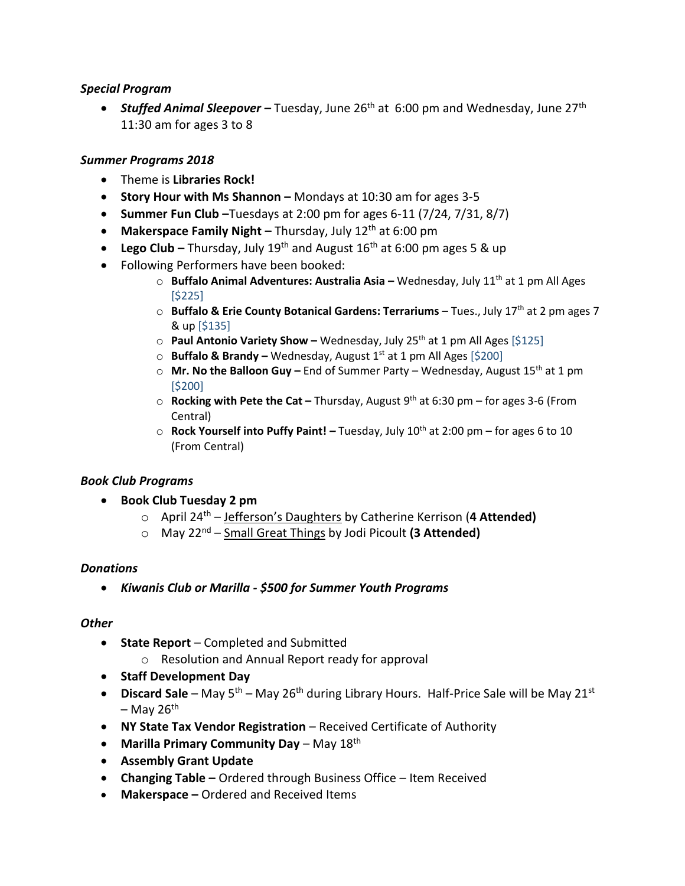*Special Program*

- ***Stuffed Animal Sleepover –*** Tuesday, June 26th at 6:00 pm and Wednesday, June 27th 11:30 am for ages 3 to 8

*Summer Programs 2018*

- Theme is **Libraries Rock!**
- **Story Hour with Ms Shannon –** Mondays at 10:30 am for ages 3-5
- **Summer Fun Club –**Tuesdays at 2:00 pm for ages 6-11 (7/24, 7/31, 8/7)
- **Makerspace Family Night –** Thursday, July 12th at 6:00 pm
- **Lego Club –** Thursday, July 19th and August 16th at 6:00 pm ages 5 & up
- Following Performers have been booked:
  - **Buffalo Animal Adventures: Australia Asia –** Wednesday, July 11th at 1 pm All Ages [$225]
  - **Buffalo & Erie County Botanical Gardens: Terrariums** – Tues., July 17th at 2 pm ages 7 & up [$135]
  - **Paul Antonio Variety Show –** Wednesday, July 25th at 1 pm All Ages [$125]
  - **Buffalo & Brandy –** Wednesday, August 1st at 1 pm All Ages [$200]
  - **Mr. No the Balloon Guy –** End of Summer Party – Wednesday, August 15th at 1 pm [$200]
  - **Rocking with Pete the Cat –** Thursday, August 9th at 6:30 pm – for ages 3-6 (From Central)
  - **Rock Yourself into Puffy Paint! –** Tuesday, July 10th at 2:00 pm – for ages 6 to 10 (From Central)

*Book Club Programs*

- **Book Club Tuesday 2 pm**
  - April 24th – Jefferson's Daughters by Catherine Kerrison (**4 Attended)**
  - May 22nd – Small Great Things by Jodi Picoult **(3 Attended)**

*Donations*

- ***Kiwanis Club or Marilla - $500 for Summer Youth Programs***

*Other*

- **State Report** – Completed and Submitted
  - Resolution and Annual Report ready for approval
- **Staff Development Day**
- **Discard Sale** – May 5th – May 26th during Library Hours. Half-Price Sale will be May 21st – May 26th
- **NY State Tax Vendor Registration** – Received Certificate of Authority
- **Marilla Primary Community Day** – May 18th
- **Assembly Grant Update**
- **Changing Table –** Ordered through Business Office – Item Received
- **Makerspace –** Ordered and Received Items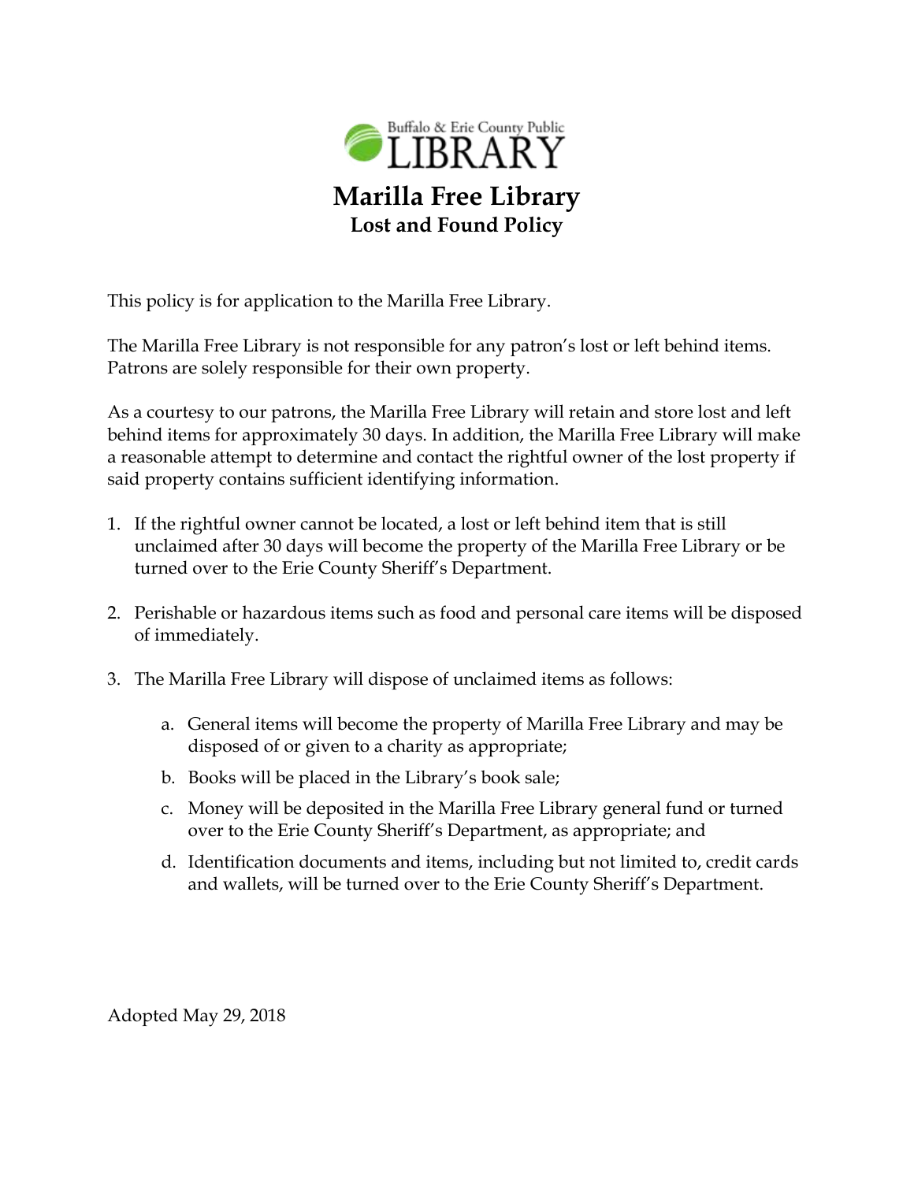Buffalo & Erie County Public

LIBRARY

# Marilla Free Library

## Lost and Found Policy

This policy is for application to the Marilla Free Library.

The Marilla Free Library is not responsible for any patron's lost or left behind items. Patrons are solely responsible for their own property.

As a courtesy to our patrons, the Marilla Free Library will retain and store lost and left behind items for approximately 30 days. In addition, the Marilla Free Library will make a reasonable attempt to determine and contact the rightful owner of the lost property if said property contains sufficient identifying information.

1. If the rightful owner cannot be located, a lost or left behind item that is still unclaimed after 30 days will become the property of the Marilla Free Library or be turned over to the Erie County Sheriff's Department.

2. Perishable or hazardous items such as food and personal care items will be disposed of immediately.

3. The Marilla Free Library will dispose of unclaimed items as follows:

    a. General items will become the property of Marilla Free Library and may be disposed of or given to a charity as appropriate;

    b. Books will be placed in the Library's book sale;

    c. Money will be deposited in the Marilla Free Library general fund or turned over to the Erie County Sheriff's Department, as appropriate; and

    d. Identification documents and items, including but not limited to, credit cards and wallets, will be turned over to the Erie County Sheriff's Department.

Adopted May 29, 2018